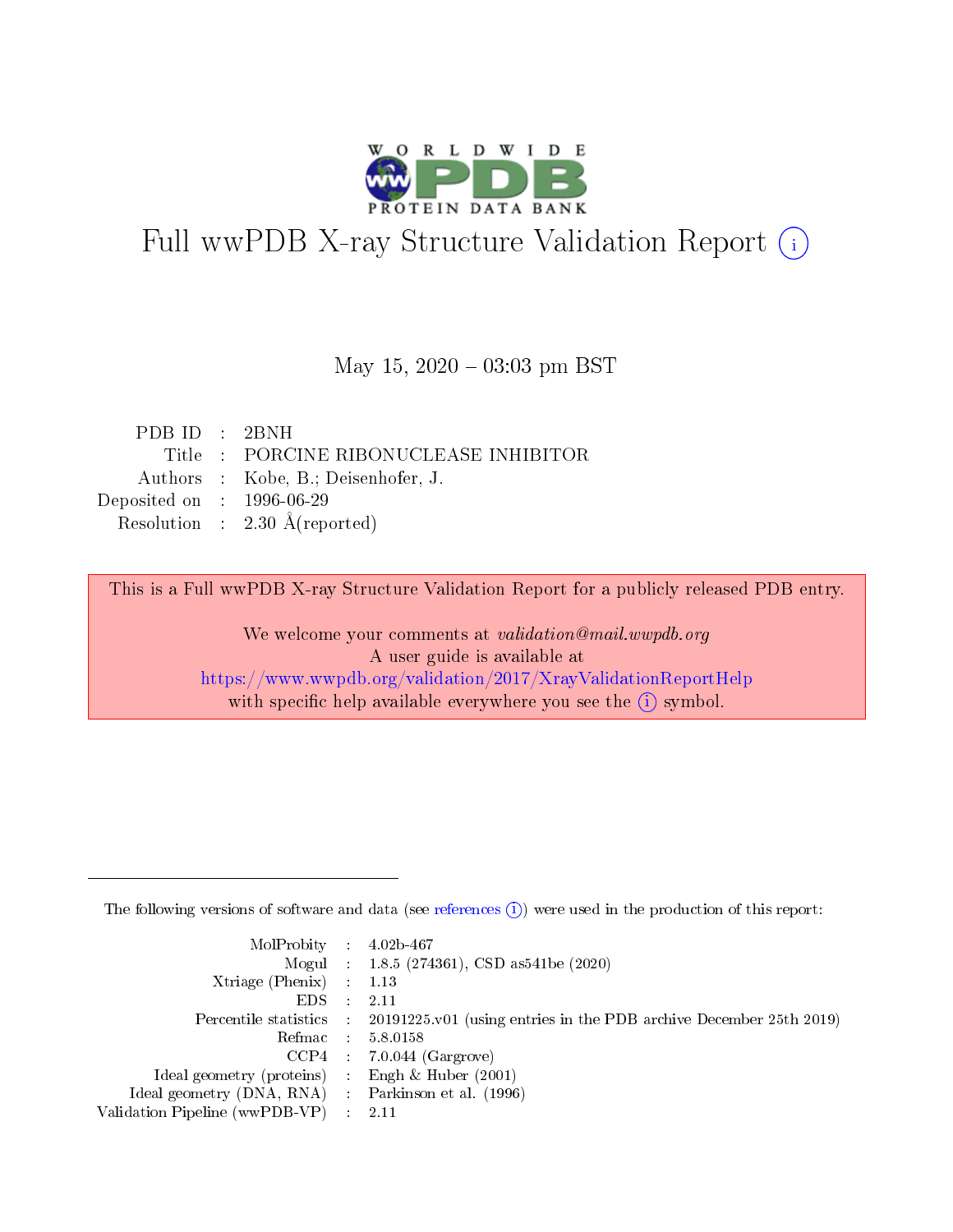# Full wwPDB X-ray Structure Validation Report (i)

May 15, 2020 – 03:03 pm BST

| | | |
|---|---|---|
| PDB ID | : | 2BNH |
| Title | : | PORCINE RIBONUCLEASE INHIBITOR |
| Authors | : | Kobe, B.; Deisenhofer, J. |
| Deposited on | : | 1996-06-29 |
| Resolution | : | 2.30 Å(reported) |

This is a Full wwPDB X-ray Structure Validation Report for a publicly released PDB entry.

We welcome your comments at *validation@mail.wwpdb.org*
A user guide is available at
https://www.wwpdb.org/validation/2017/XrayValidationReportHelp
with specific help available everywhere you see the (i) symbol.

---

The following versions of software and data (see references (i)) were used in the production of this report:

| | | |
|---|---|---|
| MolProbity | : | 4.02b-467 |
| Mogul | : | 1.8.5 (274361), CSD as541be (2020) |
| Xtriage (Phenix) | : | 1.13 |
| EDS | : | 2.11 |
| Percentile statistics | : | 20191225.v01 (using entries in the PDB archive December 25th 2019) |
| Refmac | : | 5.8.0158 |
| CCP4 | : | 7.0.044 (Gargrove) |
| Ideal geometry (proteins) | : | Engh & Huber (2001) |
| Ideal geometry (DNA, RNA) | : | Parkinson et al. (1996) |
| Validation Pipeline (wwPDB-VP) | : | 2.11 |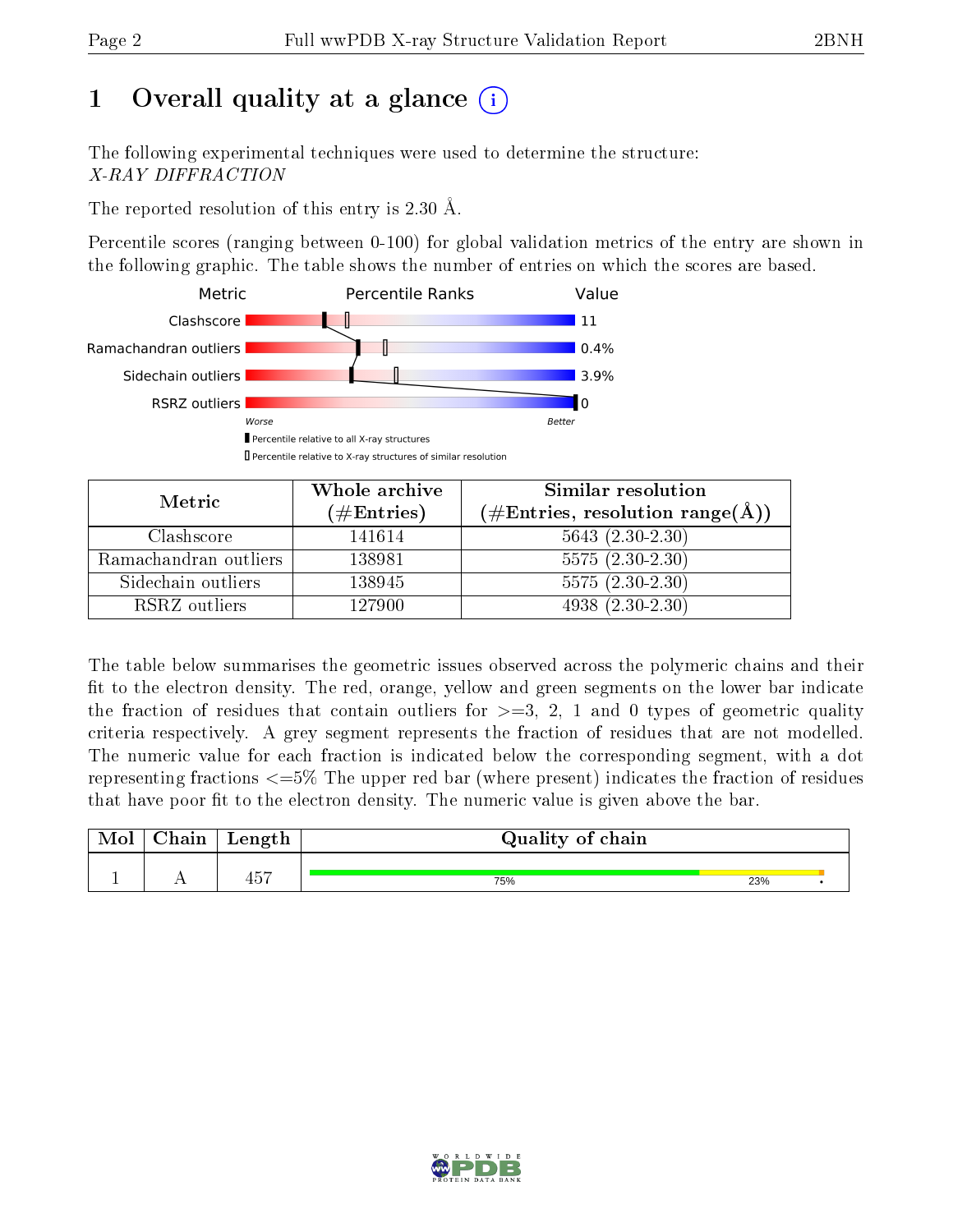# 1 Overall quality at a glance (i)

The following experimental techniques were used to determine the structure:
*X-RAY DIFFRACTION*

The reported resolution of this entry is 2.30 Å.

Percentile scores (ranging between 0-100) for global validation metrics of the entry are shown in the following graphic. The table shows the number of entries on which the scores are based.

| Metric | Value |
|---|---|
| Clashscore | 11 |
| Ramachandran outliers | 0.4% |
| Sidechain outliers | 3.9% |
| RSRZ outliers | 0 |

Worse — Better

▌Percentile relative to all X-ray structures
▯Percentile relative to X-ray structures of similar resolution

| Metric | Whole archive (#Entries) | Similar resolution (#Entries, resolution range(Å)) |
|---|---|---|
| Clashscore | 141614 | 5643 (2.30-2.30) |
| Ramachandran outliers | 138981 | 5575 (2.30-2.30) |
| Sidechain outliers | 138945 | 5575 (2.30-2.30) |
| RSRZ outliers | 127900 | 4938 (2.30-2.30) |

The table below summarises the geometric issues observed across the polymeric chains and their fit to the electron density. The red, orange, yellow and green segments on the lower bar indicate the fraction of residues that contain outliers for >=3, 2, 1 and 0 types of geometric quality criteria respectively. A grey segment represents the fraction of residues that are not modelled. The numeric value for each fraction is indicated below the corresponding segment, with a dot representing fractions <=5% The upper red bar (where present) indicates the fraction of residues that have poor fit to the electron density. The numeric value is given above the bar.

| Mol | Chain | Length | Quality of chain |
|---|---|---|---|
| 1 | A | 457 | 75% · 23% · • |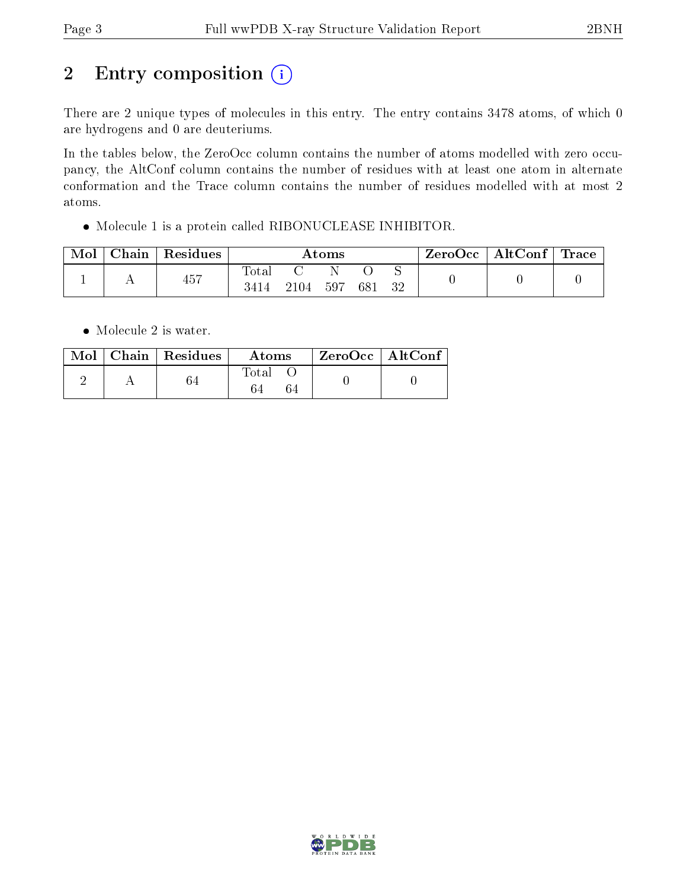# 2 Entry composition (i)

There are 2 unique types of molecules in this entry. The entry contains 3478 atoms, of which 0 are hydrogens and 0 are deuteriums.

In the tables below, the ZeroOcc column contains the number of atoms modelled with zero occupancy, the AltConf column contains the number of residues with at least one atom in alternate conformation and the Trace column contains the number of residues modelled with at most 2 atoms.

- Molecule 1 is a protein called RIBONUCLEASE INHIBITOR.

| Mol | Chain | Residues | Atoms | | | | | ZeroOcc | AltConf | Trace |
|---|---|---|---|---|---|---|---|---|---|---|
| | | | Total | C | N | O | S | | | |
| 1 | A | 457 | 3414 | 2104 | 597 | 681 | 32 | 0 | 0 | 0 |

- Molecule 2 is water.

| Mol | Chain | Residues | Atoms | | ZeroOcc | AltConf |
|---|---|---|---|---|---|---|
| | | | Total | O | | |
| 2 | A | 64 | 64 | 64 | 0 | 0 |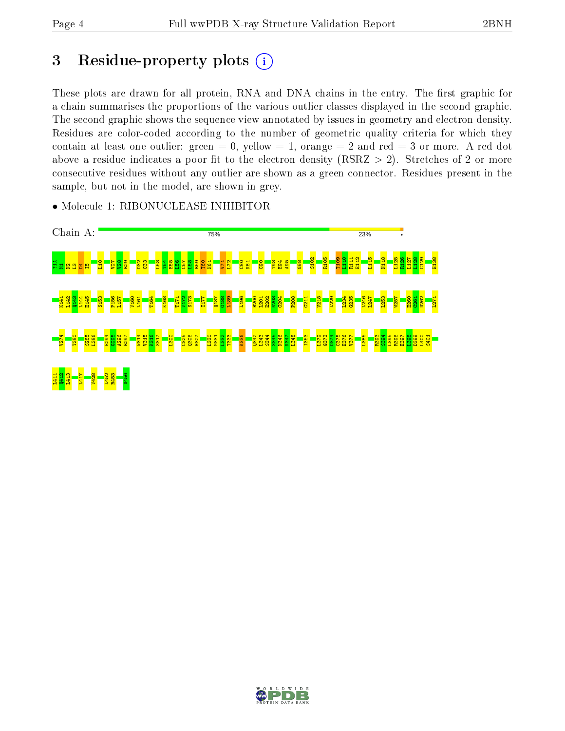# 3 Residue-property plots

These plots are drawn for all protein, RNA and DNA chains in the entry. The first graphic for a chain summarises the proportions of the various outlier classes displayed in the second graphic. The second graphic shows the sequence view annotated by issues in geometry and electron density. Residues are color-coded according to the number of geometric quality criteria for which they contain at least one outlier: green = 0, yellow = 1, orange = 2 and red = 3 or more. A red dot above a residue indicates a poor fit to the electron density (RSRZ > 2). Stretches of 2 or more consecutive residues without any outlier are shown as a green connector. Residues present in the sample, but not in the model, are shown in grey.

- Molecule 1: RIBONUCLEASE INHIBITOR

Chain A: 75% 23% •

Y1A M1 N2 L3 D4 I5 L10 V27 V28 R29 D32 C33 L53 T54 E55 L56 C57 L58 R59 T60 N61 V71 L72 C80 K81 C90 T93 E94 A95 G98 S102 R105 T109 L110 R111 E112 L115 N118 L125 R126 L127 L128 C129 H138

K141 L142 Q143 L144 E145 S153 P156 L157 V160 L161 T164 K168 T171 V172 S173 I177 Q187 G188 L189 L196 R200 L201 E202 N203 C204 P208 C211 V218 L229 L234 G235 L246 L247 L253 W257 E260 C261 D262 L271

V274 T280 S285 L286 E294 G295 A296 R297 W314 V315 K316 S317 L320 C325 Q326 H327 L330 M331 L332 T333 K336 Q342 L343 S344 S345 N346 K347 L348 I353 L372 G373 D374 C375 E376 V377 L385 R393 S394 L395 R396 E397 L398 D399 L400 S401

L411 Q412 L413 L417 V428 L452 R453 S456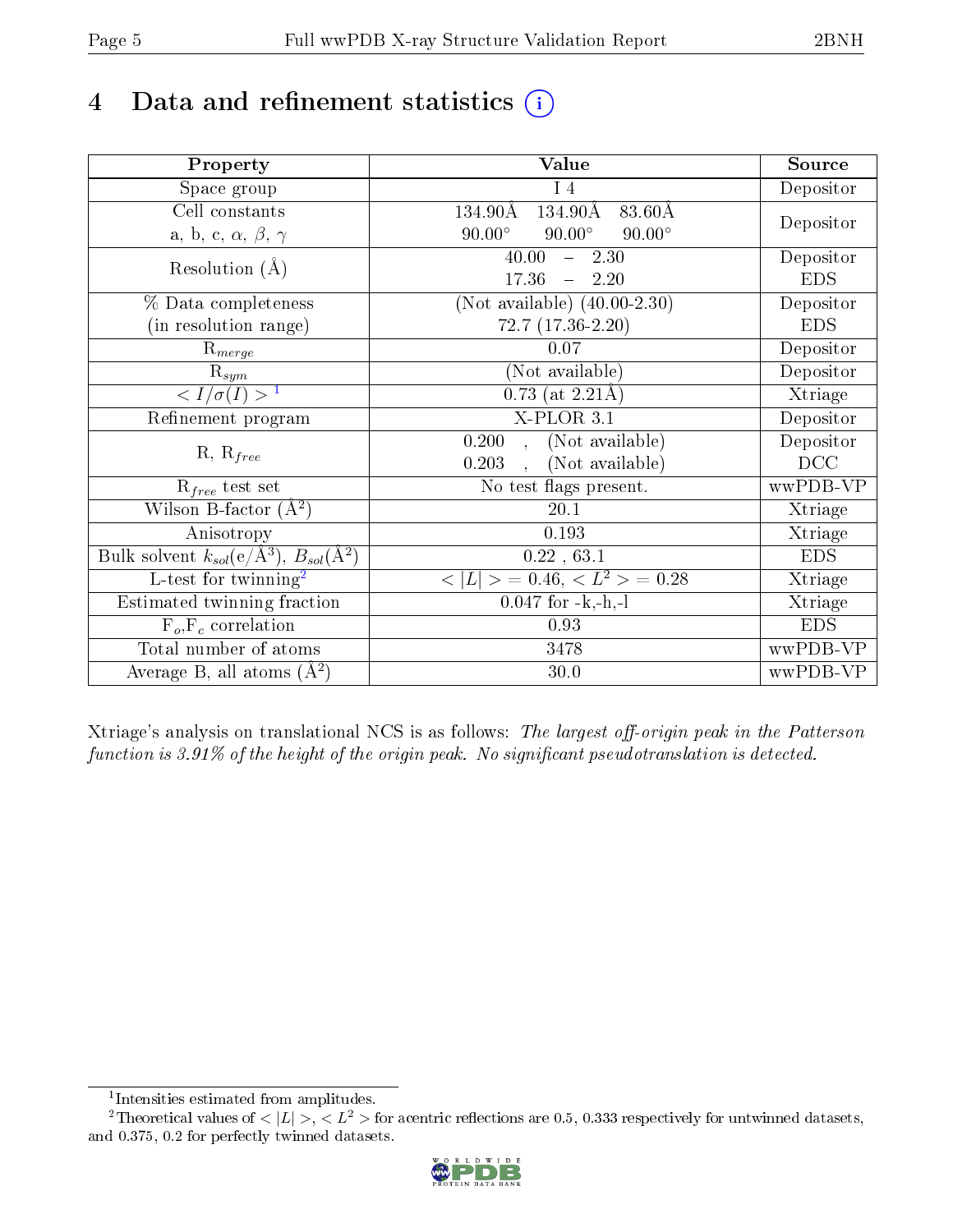# 4 Data and refinement statistics (i)

| Property | Value | Source |
|---|---|---|
| Space group | I 4 | Depositor |
| Cell constants<br>a, b, c, $\alpha$, $\beta$, $\gamma$ | 134.90Å 134.90Å 83.60Å<br>90.00° 90.00° 90.00° | Depositor |
| Resolution (Å) | 40.00 – 2.30<br>17.36 – 2.20 | Depositor<br>EDS |
| % Data completeness<br>(in resolution range) | (Not available) (40.00-2.30)<br>72.7 (17.36-2.20) | Depositor<br>EDS |
| $R_{merge}$ | 0.07 | Depositor |
| $R_{sym}$ | (Not available) | Depositor |
| $< I/\sigma(I) >$ [1] | 0.73 (at 2.21Å) | Xtriage |
| Refinement program | X-PLOR 3.1 | Depositor |
| R, $R_{free}$ | 0.200 , (Not available)<br>0.203 , (Not available) | Depositor<br>DCC |
| $R_{free}$ test set | No test flags present. | wwPDB-VP |
| Wilson B-factor (Å$^2$) | 20.1 | Xtriage |
| Anisotropy | 0.193 | Xtriage |
| Bulk solvent $k_{sol}$(e/Å$^3$), $B_{sol}$(Å$^2$) | 0.22 , 63.1 | EDS |
| L-test for twinning[2] | $< \|L\| >$ = 0.46, $< L^2 >$ = 0.28 | Xtriage |
| Estimated twinning fraction | 0.047 for -k,-h,-l | Xtriage |
| $F_o$,$F_c$ correlation | 0.93 | EDS |
| Total number of atoms | 3478 | wwPDB-VP |
| Average B, all atoms (Å$^2$) | 30.0 | wwPDB-VP |

Xtriage's analysis on translational NCS is as follows: *The largest off-origin peak in the Patterson function is 3.91% of the height of the origin peak. No significant pseudotranslation is detected.*

[1] Intensities estimated from amplitudes.

[2] Theoretical values of $< |L| >$, $< L^2 >$ for acentric reflections are 0.5, 0.333 respectively for untwinned datasets, and 0.375, 0.2 for perfectly twinned datasets.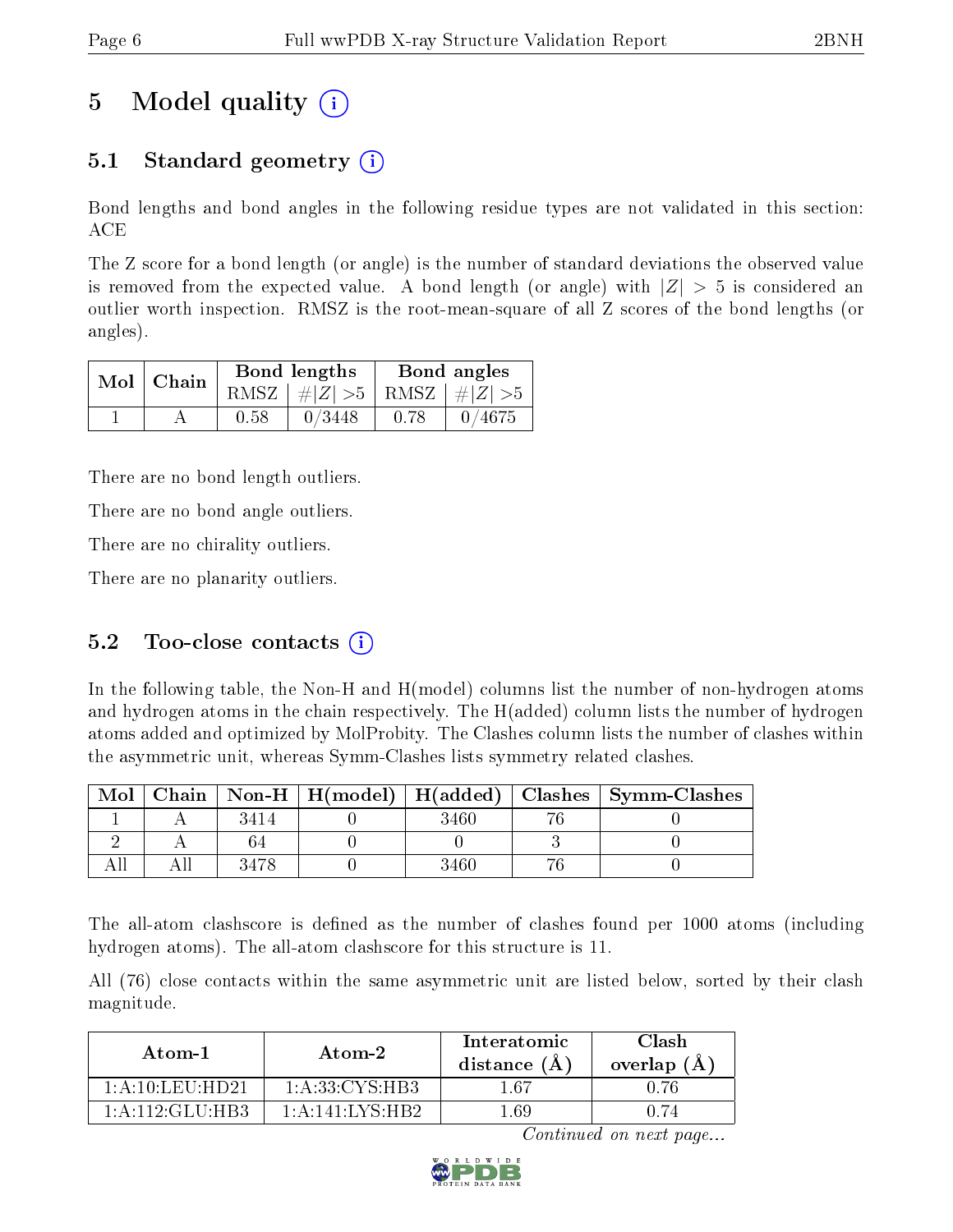# 5 Model quality (i)

## 5.1 Standard geometry (i)

Bond lengths and bond angles in the following residue types are not validated in this section: ACE

The Z score for a bond length (or angle) is the number of standard deviations the observed value is removed from the expected value. A bond length (or angle) with $|Z| > 5$ is considered an outlier worth inspection. RMSZ is the root-mean-square of all Z scores of the bond lengths (or angles).

| Mol | Chain | Bond lengths | | Bond angles | |
|---|---|---|---|---|---|
| | | RMSZ | $\#|Z| > 5$ | RMSZ | $\#|Z| > 5$ |
| 1 | A | 0.58 | 0/3448 | 0.78 | 0/4675 |

There are no bond length outliers.

There are no bond angle outliers.

There are no chirality outliers.

There are no planarity outliers.

## 5.2 Too-close contacts (i)

In the following table, the Non-H and H(model) columns list the number of non-hydrogen atoms and hydrogen atoms in the chain respectively. The H(added) column lists the number of hydrogen atoms added and optimized by MolProbity. The Clashes column lists the number of clashes within the asymmetric unit, whereas Symm-Clashes lists symmetry related clashes.

| Mol | Chain | Non-H | H(model) | H(added) | Clashes | Symm-Clashes |
|---|---|---|---|---|---|---|
| 1 | A | 3414 | 0 | 3460 | 76 | 0 |
| 2 | A | 64 | 0 | 0 | 3 | 0 |
| All | All | 3478 | 0 | 3460 | 76 | 0 |

The all-atom clashscore is defined as the number of clashes found per 1000 atoms (including hydrogen atoms). The all-atom clashscore for this structure is 11.

All (76) close contacts within the same asymmetric unit are listed below, sorted by their clash magnitude.

| Atom-1 | Atom-2 | Interatomic distance (Å) | Clash overlap (Å) |
|---|---|---|---|
| 1:A:10:LEU:HD21 | 1:A:33:CYS:HB3 | 1.67 | 0.76 |
| 1:A:112:GLU:HB3 | 1:A:141:LYS:HB2 | 1.69 | 0.74 |

*Continued on next page...*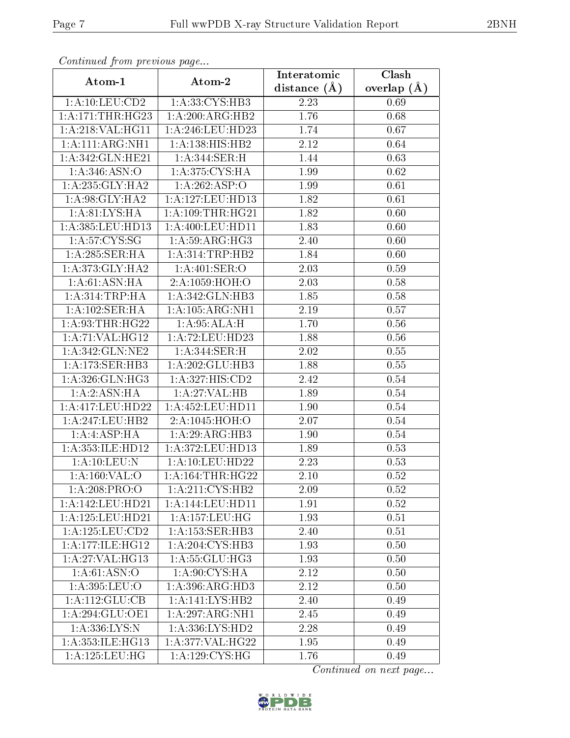*Continued from previous page...*

| Atom-1 | Atom-2 | Interatomic distance (Å) | Clash overlap (Å) |
| --- | --- | --- | --- |
| 1:A:10:LEU:CD2 | 1:A:33:CYS:HB3 | 2.23 | 0.69 |
| 1:A:171:THR:HG23 | 1:A:200:ARG:HB2 | 1.76 | 0.68 |
| 1:A:218:VAL:HG11 | 1:A:246:LEU:HD23 | 1.74 | 0.67 |
| 1:A:111:ARG:NH1 | 1:A:138:HIS:HB2 | 2.12 | 0.64 |
| 1:A:342:GLN:HE21 | 1:A:344:SER:H | 1.44 | 0.63 |
| 1:A:346:ASN:O | 1:A:375:CYS:HA | 1.99 | 0.62 |
| 1:A:235:GLY:HA2 | 1:A:262:ASP:O | 1.99 | 0.61 |
| 1:A:98:GLY:HA2 | 1:A:127:LEU:HD13 | 1.82 | 0.61 |
| 1:A:81:LYS:HA | 1:A:109:THR:HG21 | 1.82 | 0.60 |
| 1:A:385:LEU:HD13 | 1:A:400:LEU:HD11 | 1.83 | 0.60 |
| 1:A:57:CYS:SG | 1:A:59:ARG:HG3 | 2.40 | 0.60 |
| 1:A:285:SER:HA | 1:A:314:TRP:HB2 | 1.84 | 0.60 |
| 1:A:373:GLY:HA2 | 1:A:401:SER:O | 2.03 | 0.59 |
| 1:A:61:ASN:HA | 2:A:1059:HOH:O | 2.03 | 0.58 |
| 1:A:314:TRP:HA | 1:A:342:GLN:HB3 | 1.85 | 0.58 |
| 1:A:102:SER:HA | 1:A:105:ARG:NH1 | 2.19 | 0.57 |
| 1:A:93:THR:HG22 | 1:A:95:ALA:H | 1.70 | 0.56 |
| 1:A:71:VAL:HG12 | 1:A:72:LEU:HD23 | 1.88 | 0.56 |
| 1:A:342:GLN:NE2 | 1:A:344:SER:H | 2.02 | 0.55 |
| 1:A:173:SER:HB3 | 1:A:202:GLU:HB3 | 1.88 | 0.55 |
| 1:A:326:GLN:HG3 | 1:A:327:HIS:CD2 | 2.42 | 0.54 |
| 1:A:2:ASN:HA | 1:A:27:VAL:HB | 1.89 | 0.54 |
| 1:A:417:LEU:HD22 | 1:A:452:LEU:HD11 | 1.90 | 0.54 |
| 1:A:247:LEU:HB2 | 2:A:1045:HOH:O | 2.07 | 0.54 |
| 1:A:4:ASP:HA | 1:A:29:ARG:HB3 | 1.90 | 0.54 |
| 1:A:353:ILE:HD12 | 1:A:372:LEU:HD13 | 1.89 | 0.53 |
| 1:A:10:LEU:N | 1:A:10:LEU:HD22 | 2.23 | 0.53 |
| 1:A:160:VAL:O | 1:A:164:THR:HG22 | 2.10 | 0.52 |
| 1:A:208:PRO:O | 1:A:211:CYS:HB2 | 2.09 | 0.52 |
| 1:A:142:LEU:HD21 | 1:A:144:LEU:HD11 | 1.91 | 0.52 |
| 1:A:125:LEU:HD21 | 1:A:157:LEU:HG | 1.93 | 0.51 |
| 1:A:125:LEU:CD2 | 1:A:153:SER:HB3 | 2.40 | 0.51 |
| 1:A:177:ILE:HG12 | 1:A:204:CYS:HB3 | 1.93 | 0.50 |
| 1:A:27:VAL:HG13 | 1:A:55:GLU:HG3 | 1.93 | 0.50 |
| 1:A:61:ASN:O | 1:A:90:CYS:HA | 2.12 | 0.50 |
| 1:A:395:LEU:O | 1:A:396:ARG:HD3 | 2.12 | 0.50 |
| 1:A:112:GLU:CB | 1:A:141:LYS:HB2 | 2.40 | 0.49 |
| 1:A:294:GLU:OE1 | 1:A:297:ARG:NH1 | 2.45 | 0.49 |
| 1:A:336:LYS:N | 1:A:336:LYS:HD2 | 2.28 | 0.49 |
| 1:A:353:ILE:HG13 | 1:A:377:VAL:HG22 | 1.95 | 0.49 |
| 1:A:125:LEU:HG | 1:A:129:CYS:HG | 1.76 | 0.49 |

*Continued on next page...*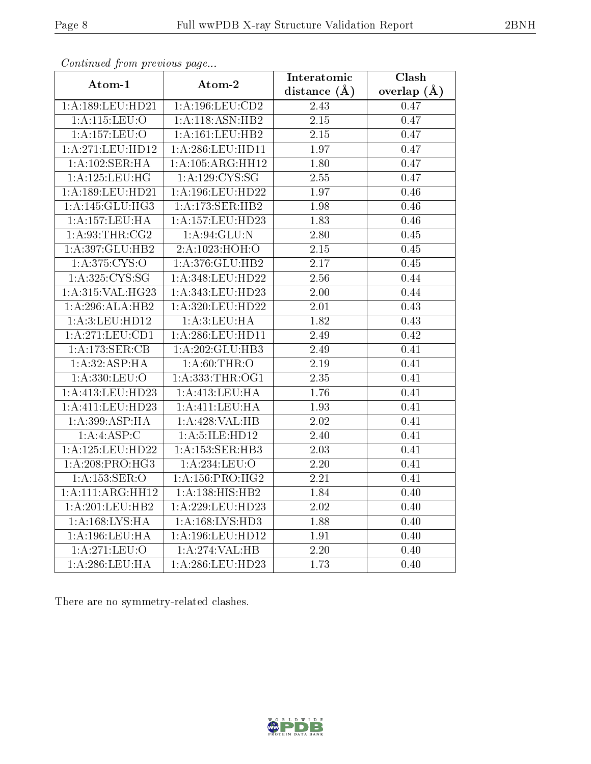*Continued from previous page...*

| Atom-1 | Atom-2 | Interatomic distance (Å) | Clash overlap (Å) |
|---|---|---|---|
| 1:A:189:LEU:HD21 | 1:A:196:LEU:CD2 | 2.43 | 0.47 |
| 1:A:115:LEU:O | 1:A:118:ASN:HB2 | 2.15 | 0.47 |
| 1:A:157:LEU:O | 1:A:161:LEU:HB2 | 2.15 | 0.47 |
| 1:A:271:LEU:HD12 | 1:A:286:LEU:HD11 | 1.97 | 0.47 |
| 1:A:102:SER:HA | 1:A:105:ARG:HH12 | 1.80 | 0.47 |
| 1:A:125:LEU:HG | 1:A:129:CYS:SG | 2.55 | 0.47 |
| 1:A:189:LEU:HD21 | 1:A:196:LEU:HD22 | 1.97 | 0.46 |
| 1:A:145:GLU:HG3 | 1:A:173:SER:HB2 | 1.98 | 0.46 |
| 1:A:157:LEU:HA | 1:A:157:LEU:HD23 | 1.83 | 0.46 |
| 1:A:93:THR:CG2 | 1:A:94:GLU:N | 2.80 | 0.45 |
| 1:A:397:GLU:HB2 | 2:A:1023:HOH:O | 2.15 | 0.45 |
| 1:A:375:CYS:O | 1:A:376:GLU:HB2 | 2.17 | 0.45 |
| 1:A:325:CYS:SG | 1:A:348:LEU:HD22 | 2.56 | 0.44 |
| 1:A:315:VAL:HG23 | 1:A:343:LEU:HD23 | 2.00 | 0.44 |
| 1:A:296:ALA:HB2 | 1:A:320:LEU:HD22 | 2.01 | 0.43 |
| 1:A:3:LEU:HD12 | 1:A:3:LEU:HA | 1.82 | 0.43 |
| 1:A:271:LEU:CD1 | 1:A:286:LEU:HD11 | 2.49 | 0.42 |
| 1:A:173:SER:CB | 1:A:202:GLU:HB3 | 2.49 | 0.41 |
| 1:A:32:ASP:HA | 1:A:60:THR:O | 2.19 | 0.41 |
| 1:A:330:LEU:O | 1:A:333:THR:OG1 | 2.35 | 0.41 |
| 1:A:413:LEU:HD23 | 1:A:413:LEU:HA | 1.76 | 0.41 |
| 1:A:411:LEU:HD23 | 1:A:411:LEU:HA | 1.93 | 0.41 |
| 1:A:399:ASP:HA | 1:A:428:VAL:HB | 2.02 | 0.41 |
| 1:A:4:ASP:C | 1:A:5:ILE:HD12 | 2.40 | 0.41 |
| 1:A:125:LEU:HD22 | 1:A:153:SER:HB3 | 2.03 | 0.41 |
| 1:A:208:PRO:HG3 | 1:A:234:LEU:O | 2.20 | 0.41 |
| 1:A:153:SER:O | 1:A:156:PRO:HG2 | 2.21 | 0.41 |
| 1:A:111:ARG:HH12 | 1:A:138:HIS:HB2 | 1.84 | 0.40 |
| 1:A:201:LEU:HB2 | 1:A:229:LEU:HD23 | 2.02 | 0.40 |
| 1:A:168:LYS:HA | 1:A:168:LYS:HD3 | 1.88 | 0.40 |
| 1:A:196:LEU:HA | 1:A:196:LEU:HD12 | 1.91 | 0.40 |
| 1:A:271:LEU:O | 1:A:274:VAL:HB | 2.20 | 0.40 |
| 1:A:286:LEU:HA | 1:A:286:LEU:HD23 | 1.73 | 0.40 |

There are no symmetry-related clashes.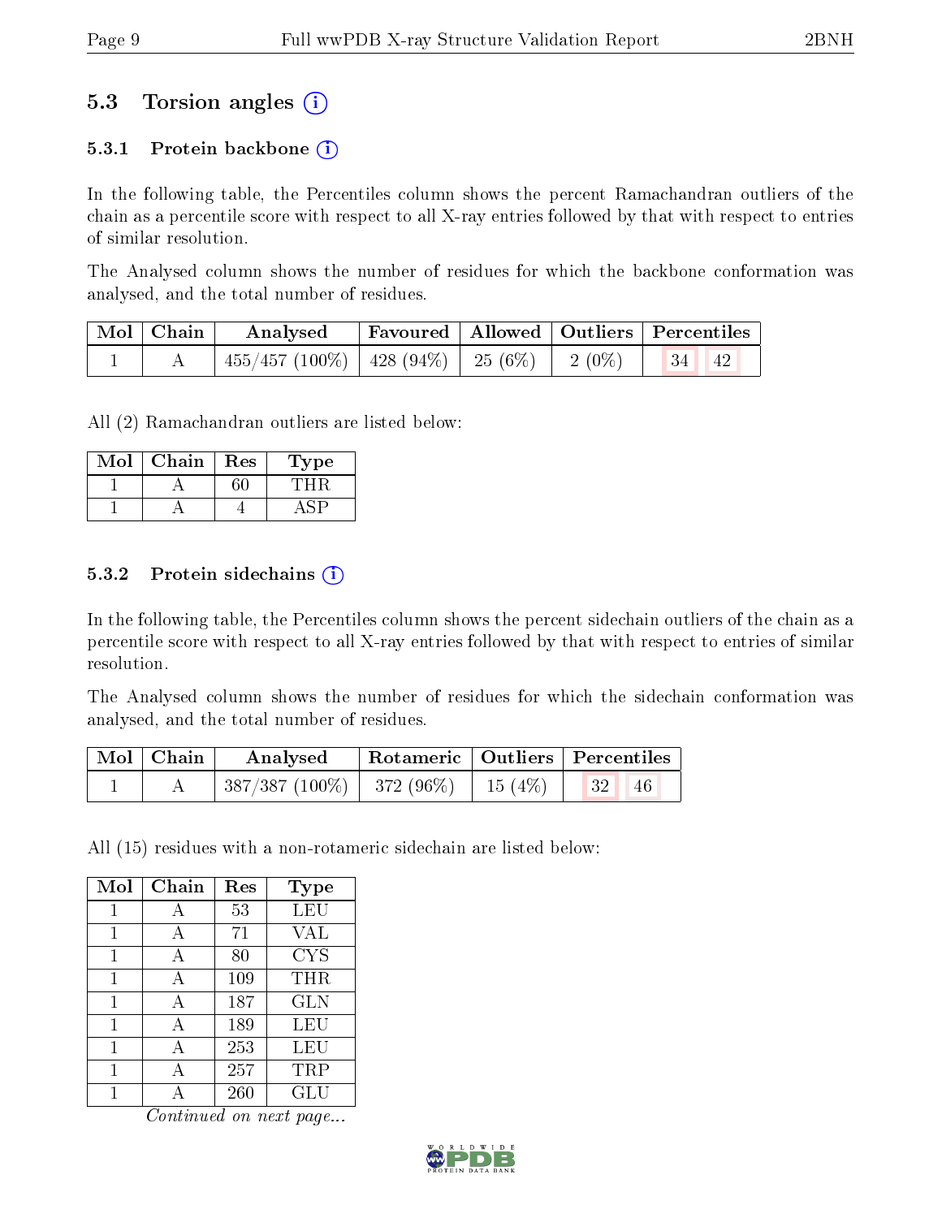## 5.3 Torsion angles (i)

### 5.3.1 Protein backbone (i)

In the following table, the Percentiles column shows the percent Ramachandran outliers of the chain as a percentile score with respect to all X-ray entries followed by that with respect to entries of similar resolution.

The Analysed column shows the number of residues for which the backbone conformation was analysed, and the total number of residues.

| Mol | Chain | Analysed | Favoured | Allowed | Outliers | Percentiles | |
|---|---|---|---|---|---|---|---|
| 1 | A | 455/457 (100%) | 428 (94%) | 25 (6%) | 2 (0%) | 34 | 42 |

All (2) Ramachandran outliers are listed below:

| Mol | Chain | Res | Type |
|---|---|---|---|
| 1 | A | 60 | THR |
| 1 | A | 4 | ASP |

### 5.3.2 Protein sidechains (i)

In the following table, the Percentiles column shows the percent sidechain outliers of the chain as a percentile score with respect to all X-ray entries followed by that with respect to entries of similar resolution.

The Analysed column shows the number of residues for which the sidechain conformation was analysed, and the total number of residues.

| Mol | Chain | Analysed | Rotameric | Outliers | Percentiles | |
|---|---|---|---|---|---|---|
| 1 | A | 387/387 (100%) | 372 (96%) | 15 (4%) | 32 | 46 |

All (15) residues with a non-rotameric sidechain are listed below:

| Mol | Chain | Res | Type |
|---|---|---|---|
| 1 | A | 53 | LEU |
| 1 | A | 71 | VAL |
| 1 | A | 80 | CYS |
| 1 | A | 109 | THR |
| 1 | A | 187 | GLN |
| 1 | A | 189 | LEU |
| 1 | A | 253 | LEU |
| 1 | A | 257 | TRP |
| 1 | A | 260 | GLU |

*Continued on next page...*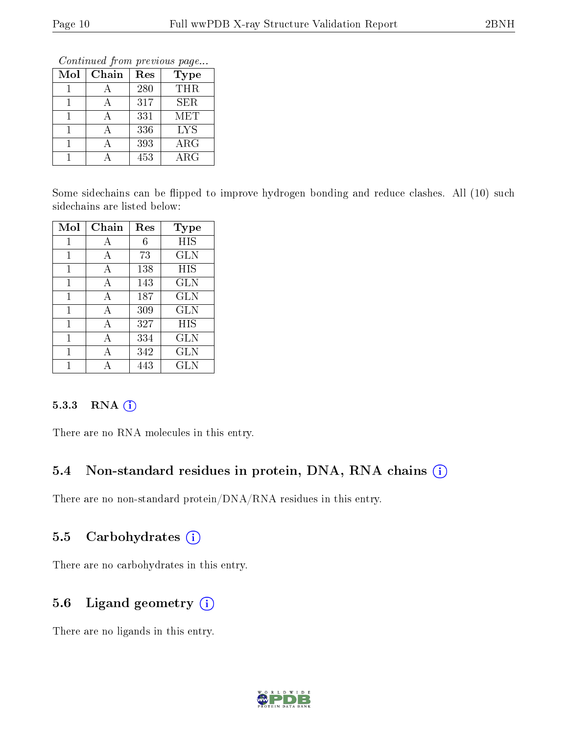*Continued from previous page...*

| Mol | Chain | Res | Type |
|---|---|---|---|
| 1 | A | 280 | THR |
| 1 | A | 317 | SER |
| 1 | A | 331 | MET |
| 1 | A | 336 | LYS |
| 1 | A | 393 | ARG |
| 1 | A | 453 | ARG |

Some sidechains can be flipped to improve hydrogen bonding and reduce clashes. All (10) such sidechains are listed below:

| Mol | Chain | Res | Type |
|---|---|---|---|
| 1 | A | 6 | HIS |
| 1 | A | 73 | GLN |
| 1 | A | 138 | HIS |
| 1 | A | 143 | GLN |
| 1 | A | 187 | GLN |
| 1 | A | 309 | GLN |
| 1 | A | 327 | HIS |
| 1 | A | 334 | GLN |
| 1 | A | 342 | GLN |
| 1 | A | 443 | GLN |

#### 5.3.3 RNA

There are no RNA molecules in this entry.

### 5.4 Non-standard residues in protein, DNA, RNA chains

There are no non-standard protein/DNA/RNA residues in this entry.

### 5.5 Carbohydrates

There are no carbohydrates in this entry.

### 5.6 Ligand geometry

There are no ligands in this entry.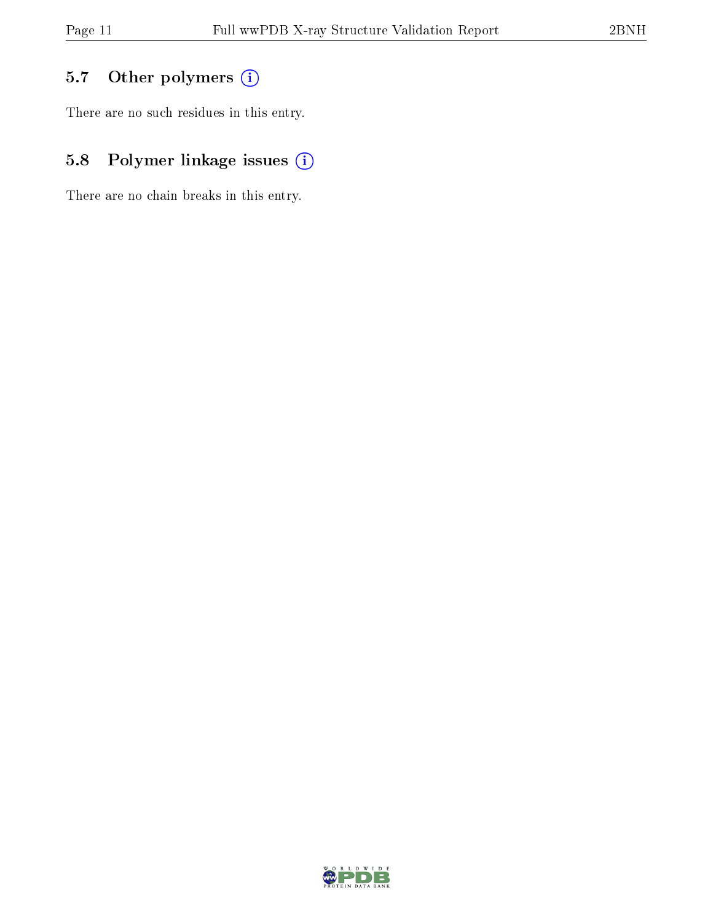### 5.7 Other polymers

There are no such residues in this entry.

### 5.8 Polymer linkage issues

There are no chain breaks in this entry.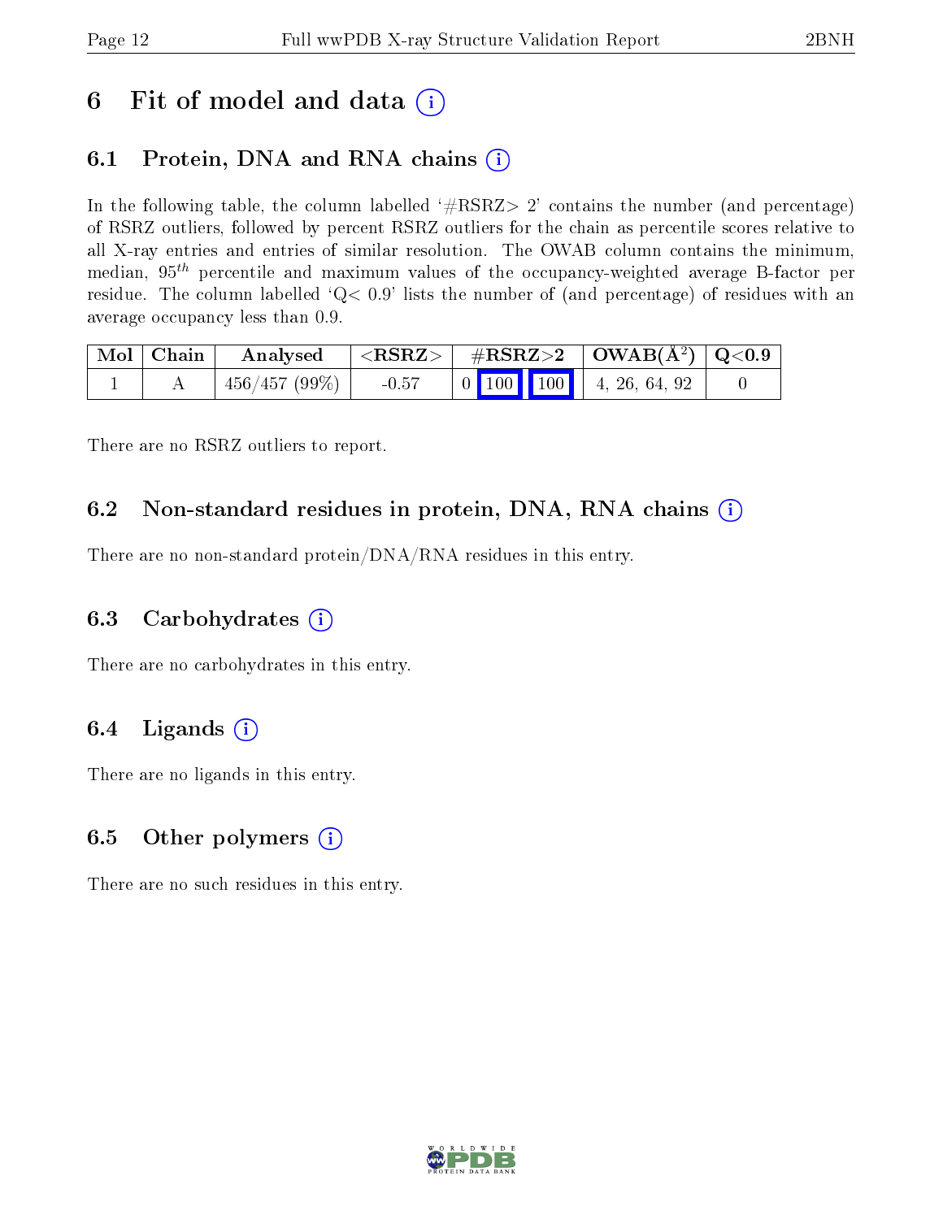# 6 Fit of model and data (i)

## 6.1 Protein, DNA and RNA chains (i)

In the following table, the column labelled '#RSRZ> 2' contains the number (and percentage) of RSRZ outliers, followed by percent RSRZ outliers for the chain as percentile scores relative to all X-ray entries and entries of similar resolution. The OWAB column contains the minimum, median, $95^{th}$ percentile and maximum values of the occupancy-weighted average B-factor per residue. The column labelled 'Q< 0.9' lists the number of (and percentage) of residues with an average occupancy less than 0.9.

| Mol | Chain | Analysed | <RSRZ> | #RSRZ>2 | OWAB(Å$^2$) | Q<0.9 |
|---|---|---|---|---|---|---|
| 1 | A | 456/457 (99%) | -0.57 | 0 100 100 | 4, 26, 64, 92 | 0 |

There are no RSRZ outliers to report.

## 6.2 Non-standard residues in protein, DNA, RNA chains (i)

There are no non-standard protein/DNA/RNA residues in this entry.

## 6.3 Carbohydrates (i)

There are no carbohydrates in this entry.

## 6.4 Ligands (i)

There are no ligands in this entry.

## 6.5 Other polymers (i)

There are no such residues in this entry.